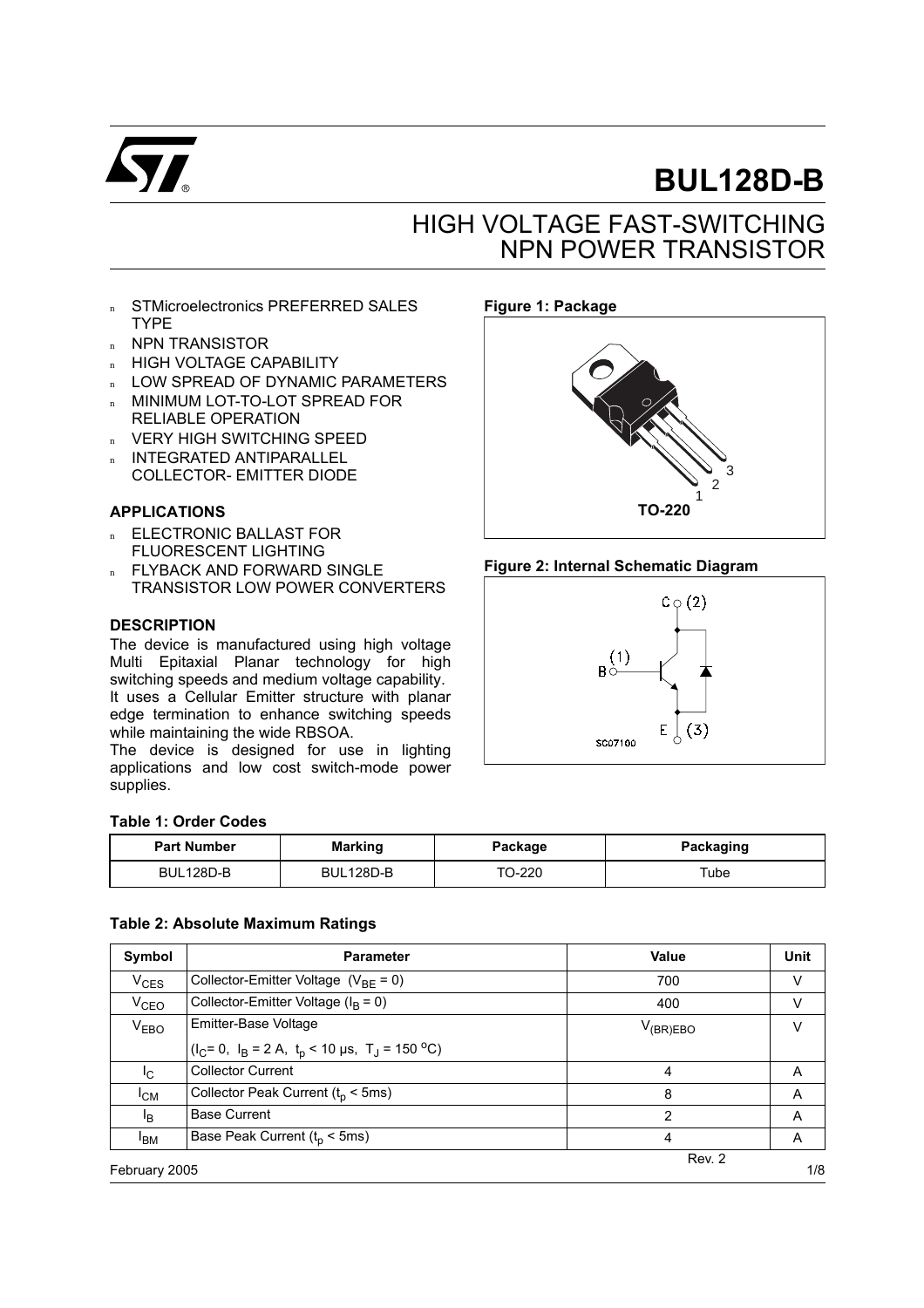# BUL128D-B

## HIGH VOLTAGE FAST-SWITCHING NPN POWER TRANSISTOR

- STMicroelectronics PREFERRED SALES TYPE
- NPN TRANSISTOR
- HIGH VOLTAGE CAPABILITY
- LOW SPREAD OF DYNAMIC PARAMETERS
- MINIMUM LOT-TO-LOT SPREAD FOR RELIABLE OPERATION
- VERY HIGH SWITCHING SPEED
- INTEGRATED ANTIPARALLEL COLLECTOR- EMITTER DIODE

### APPLICATIONS

- ELECTRONIC BALLAST FOR FLUORESCENT LIGHTING
- FLYBACK AND FORWARD SINGLE TRANSISTOR LOW POWER CONVERTERS

### DESCRIPTION

The device is manufactured using high voltage Multi Epitaxial Planar technology for high switching speeds and medium voltage capability. It uses a Cellular Emitter structure with planar edge termination to enhance switching speeds while maintaining the wide RBSOA.

The device is designed for use in lighting applications and low cost switch-mode power supplies.

**Figure 1: Package**

TO-220

**Figure 2: Internal Schematic Diagram**

**Table 1: Order Codes**

| Part Number | Marking | Package | Packaging |
|---|---|---|---|
| BUL128D-B | BUL128D-B | TO-220 | Tube |

**Table 2: Absolute Maximum Ratings**

| Symbol | Parameter | Value | Unit |
|---|---|---|---|
| $V_{CES}$ | Collector-Emitter Voltage ($V_{BE} = 0$) | 700 | V |
| $V_{CEO}$ | Collector-Emitter Voltage ($I_B = 0$) | 400 | V |
| $V_{EBO}$ | Emitter-Base Voltage ($I_C = 0$, $I_B = 2$ A, $t_p < 10$ µs, $T_J = 150$ °C) | $V_{(BR)EBO}$ | V |
| $I_C$ | Collector Current | 4 | A |
| $I_{CM}$ | Collector Peak Current ($t_p < 5$ms) | 8 | A |
| $I_B$ | Base Current | 2 | A |
| $I_{BM}$ | Base Peak Current ($t_p < 5$ms) | 4 | A |

February 2005 Rev. 2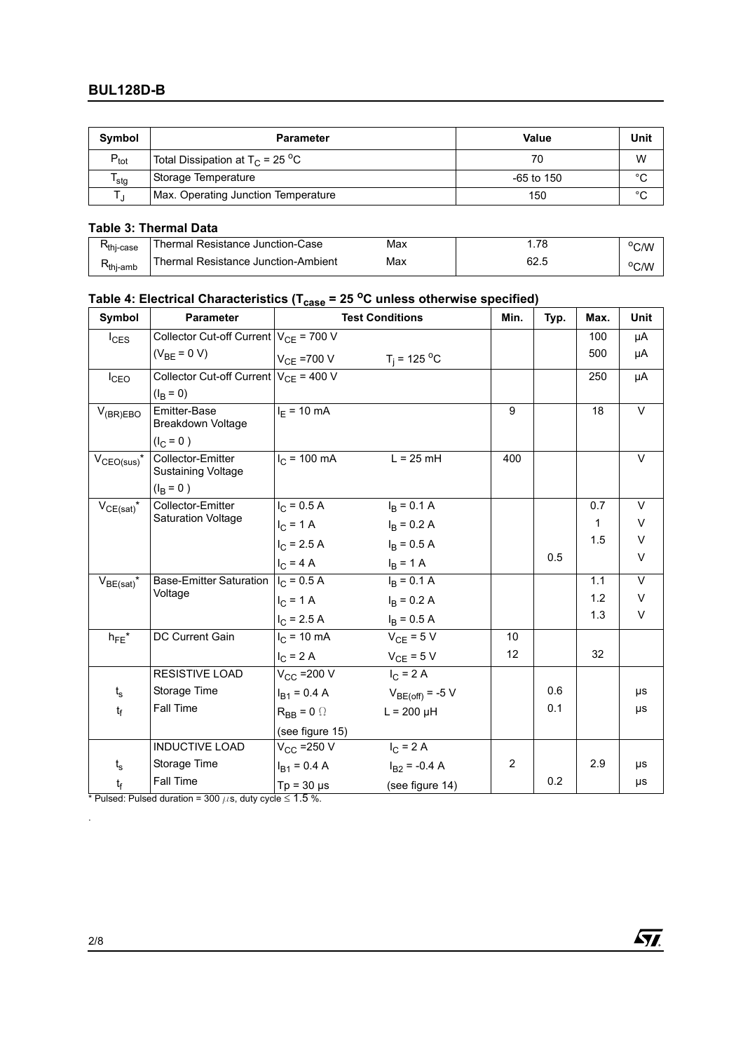| Symbol | Parameter | Value | Unit |
|---|---|---|---|
| $P_{tot}$ | Total Dissipation at $T_C$ = 25 °C | 70 | W |
| $T_{stg}$ | Storage Temperature | -65 to 150 | °C |
| $T_J$ | Max. Operating Junction Temperature | 150 | °C |

### Table 3: Thermal Data

| | | | | |
|---|---|---|---|---|
| $R_{thj\text{-}case}$ | Thermal Resistance Junction-Case | Max | 1.78 | °C/W |
| $R_{thj\text{-}amb}$ | Thermal Resistance Junction-Ambient | Max | 62.5 | °C/W |

### Table 4: Electrical Characteristics ($T_{case}$ = 25 °C unless otherwise specified)

| Symbol | Parameter | Test Conditions | | Min. | Typ. | Max. | Unit |
|---|---|---|---|---|---|---|---|
| $I_{CES}$ | Collector Cut-off Current ($V_{BE}$ = 0 V) | $V_{CE}$ = 700 V | | | | 100 | µA |
| | | $V_{CE}$ =700 V | $T_j$ = 125 °C | | | 500 | µA |
| $I_{CEO}$ | Collector Cut-off Current ($I_B$ = 0) | $V_{CE}$ = 400 V | | | | 250 | µA |
| $V_{(BR)EBO}$ | Emitter-Base Breakdown Voltage ($I_C$ = 0 ) | $I_E$ = 10 mA | | 9 | | 18 | V |
| $V_{CEO(sus)}$* | Collector-Emitter Sustaining Voltage ($I_B$ = 0 ) | $I_C$ = 100 mA | L = 25 mH | 400 | | | V |
| $V_{CE(sat)}$* | Collector-Emitter Saturation Voltage | $I_C$ = 0.5 A | $I_B$ = 0.1 A | | | 0.7 | V |
| | | $I_C$ = 1 A | $I_B$ = 0.2 A | | | 1 | V |
| | | $I_C$ = 2.5 A | $I_B$ = 0.5 A | | | 1.5 | V |
| | | $I_C$ = 4 A | $I_B$ = 1 A | | 0.5 | | V |
| $V_{BE(sat)}$* | Base-Emitter Saturation Voltage | $I_C$ = 0.5 A | $I_B$ = 0.1 A | | | 1.1 | V |
| | | $I_C$ = 1 A | $I_B$ = 0.2 A | | | 1.2 | V |
| | | $I_C$ = 2.5 A | $I_B$ = 0.5 A | | | 1.3 | V |
| $h_{FE}$* | DC Current Gain | $I_C$ = 10 mA | $V_{CE}$ = 5 V | 10 | | | |
| | | $I_C$ = 2 A | $V_{CE}$ = 5 V | 12 | | 32 | |
| | RESISTIVE LOAD | $V_{CC}$ =200 V | $I_C$ = 2 A | | | | |
| $t_s$ | Storage Time | $I_{B1}$ = 0.4 A | $V_{BE(off)}$ = -5 V | | 0.6 | | µs |
| $t_f$ | Fall Time | $R_{BB}$ = 0 Ω | L = 200 µH | | 0.1 | | µs |
| | | (see figure 15) | | | | | |
| | INDUCTIVE LOAD | $V_{CC}$ =250 V | $I_C$ = 2 A | | | | |
| $t_s$ | Storage Time | $I_{B1}$ = 0.4 A | $I_{B2}$ = -0.4 A | 2 | | 2.9 | µs |
| $t_f$ | Fall Time | Tp = 30 µs | (see figure 14) | | 0.2 | | µs |

* Pulsed: Pulsed duration = 300 µs, duty cycle ≤ 1.5 %.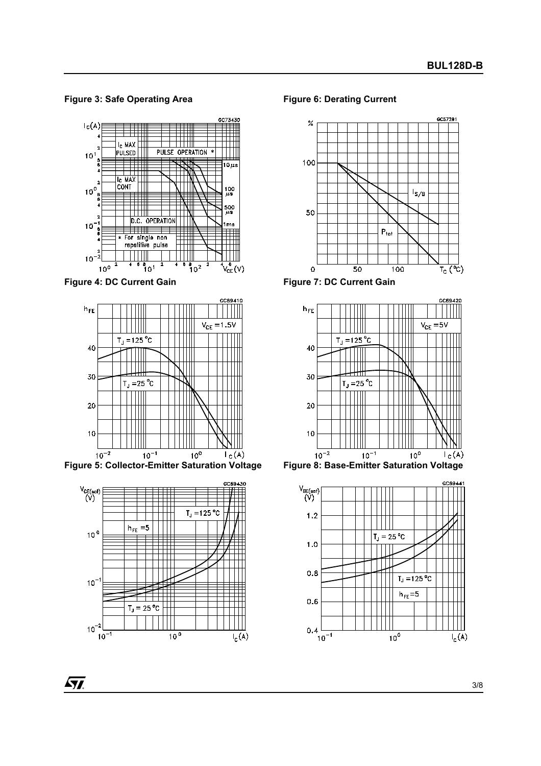Figure 3: Safe Operating Area

Figure 6: Derating Current

Figure 4: DC Current Gain

Figure 7: DC Current Gain

Figure 5: Collector-Emitter Saturation Voltage

Figure 8: Base-Emitter Saturation Voltage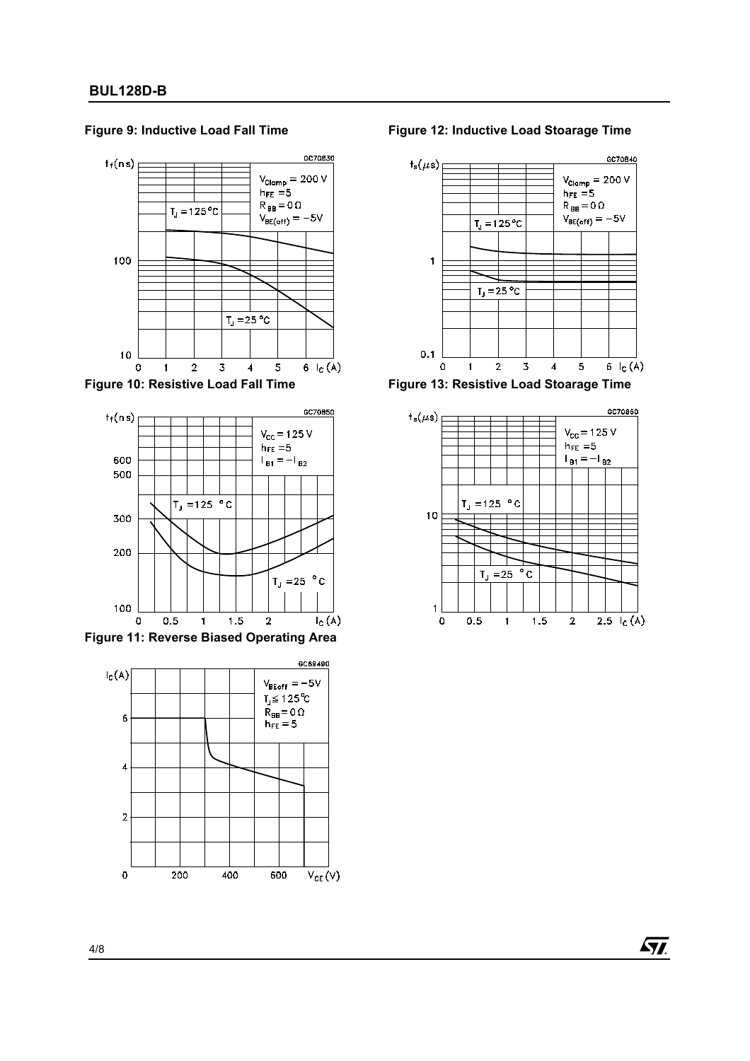**Figure 9: Inductive Load Fall Time**

**Figure 12: Inductive Load Stoarage Time**

**Figure 10: Resistive Load Fall Time**

**Figure 13: Resistive Load Stoarage Time**

**Figure 11: Reverse Biased Operating Area**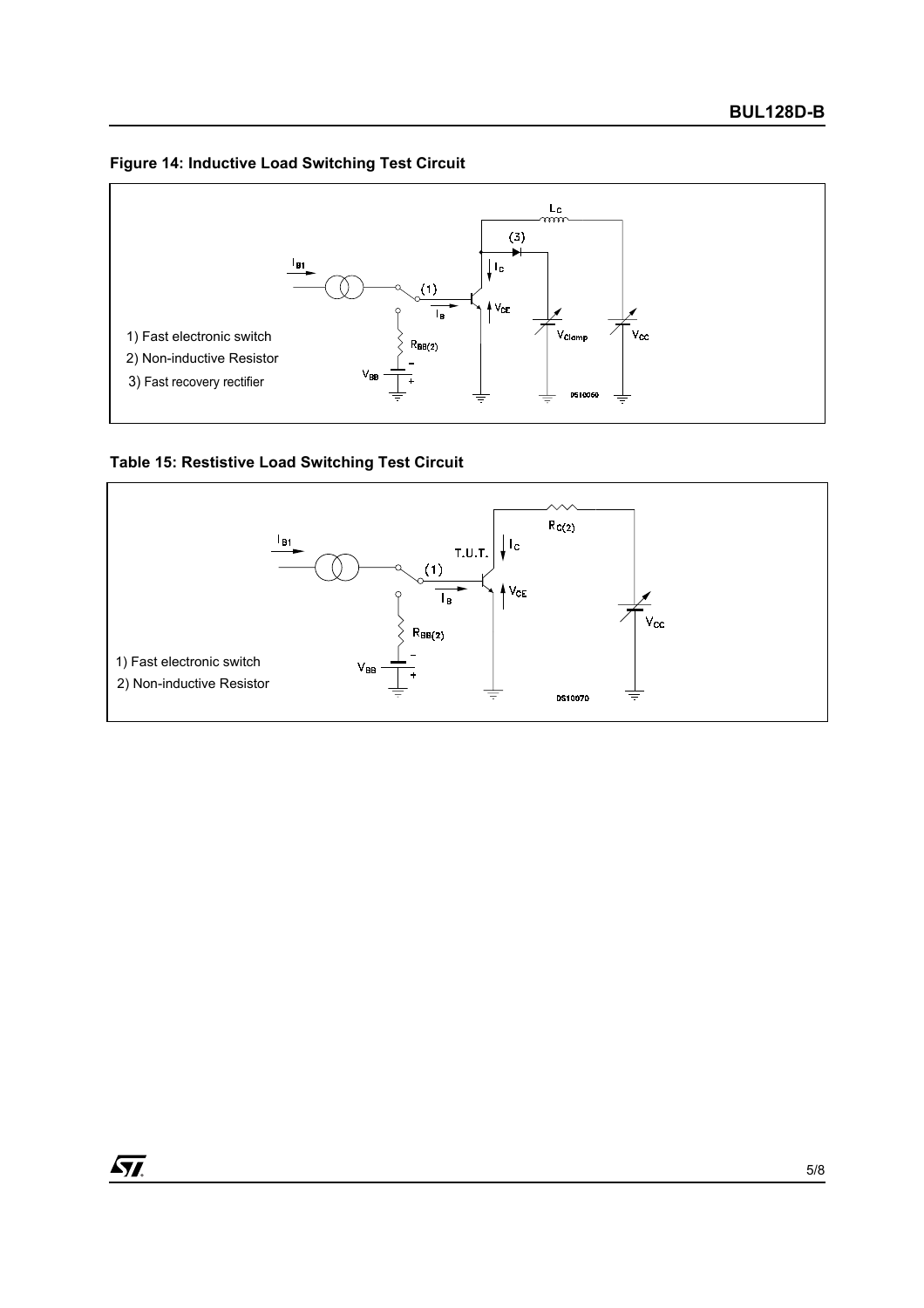**Figure 14: Inductive Load Switching Test Circuit**

1) Fast electronic switch
2) Non-inductive Resistor
3) Fast recovery rectifier

**Table 15: Restistive Load Switching Test Circuit**

1) Fast electronic switch
2) Non-inductive Resistor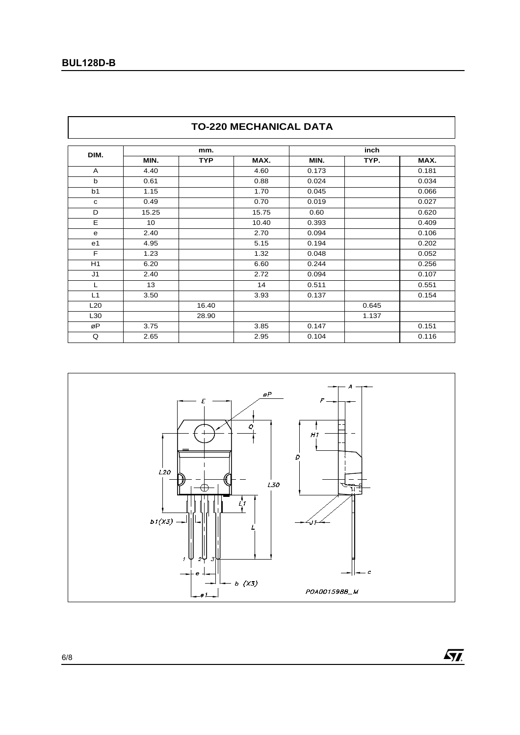## TO-220 MECHANICAL DATA

| DIM. | mm. | | | inch | | |
|---|---|---|---|---|---|---|
| | MIN. | TYP | MAX. | MIN. | TYP. | MAX. |
| A | 4.40 | | 4.60 | 0.173 | | 0.181 |
| b | 0.61 | | 0.88 | 0.024 | | 0.034 |
| b1 | 1.15 | | 1.70 | 0.045 | | 0.066 |
| c | 0.49 | | 0.70 | 0.019 | | 0.027 |
| D | 15.25 | | 15.75 | 0.60 | | 0.620 |
| E | 10 | | 10.40 | 0.393 | | 0.409 |
| e | 2.40 | | 2.70 | 0.094 | | 0.106 |
| e1 | 4.95 | | 5.15 | 0.194 | | 0.202 |
| F | 1.23 | | 1.32 | 0.048 | | 0.052 |
| H1 | 6.20 | | 6.60 | 0.244 | | 0.256 |
| J1 | 2.40 | | 2.72 | 0.094 | | 0.107 |
| L | 13 | | 14 | 0.511 | | 0.551 |
| L1 | 3.50 | | 3.93 | 0.137 | | 0.154 |
| L20 | | 16.40 | | | 0.645 | |
| L30 | | 28.90 | | | 1.137 | |
| øP | 3.75 | | 3.85 | 0.147 | | 0.151 |
| Q | 2.65 | | 2.95 | 0.104 | | 0.116 |

P0A0015988_M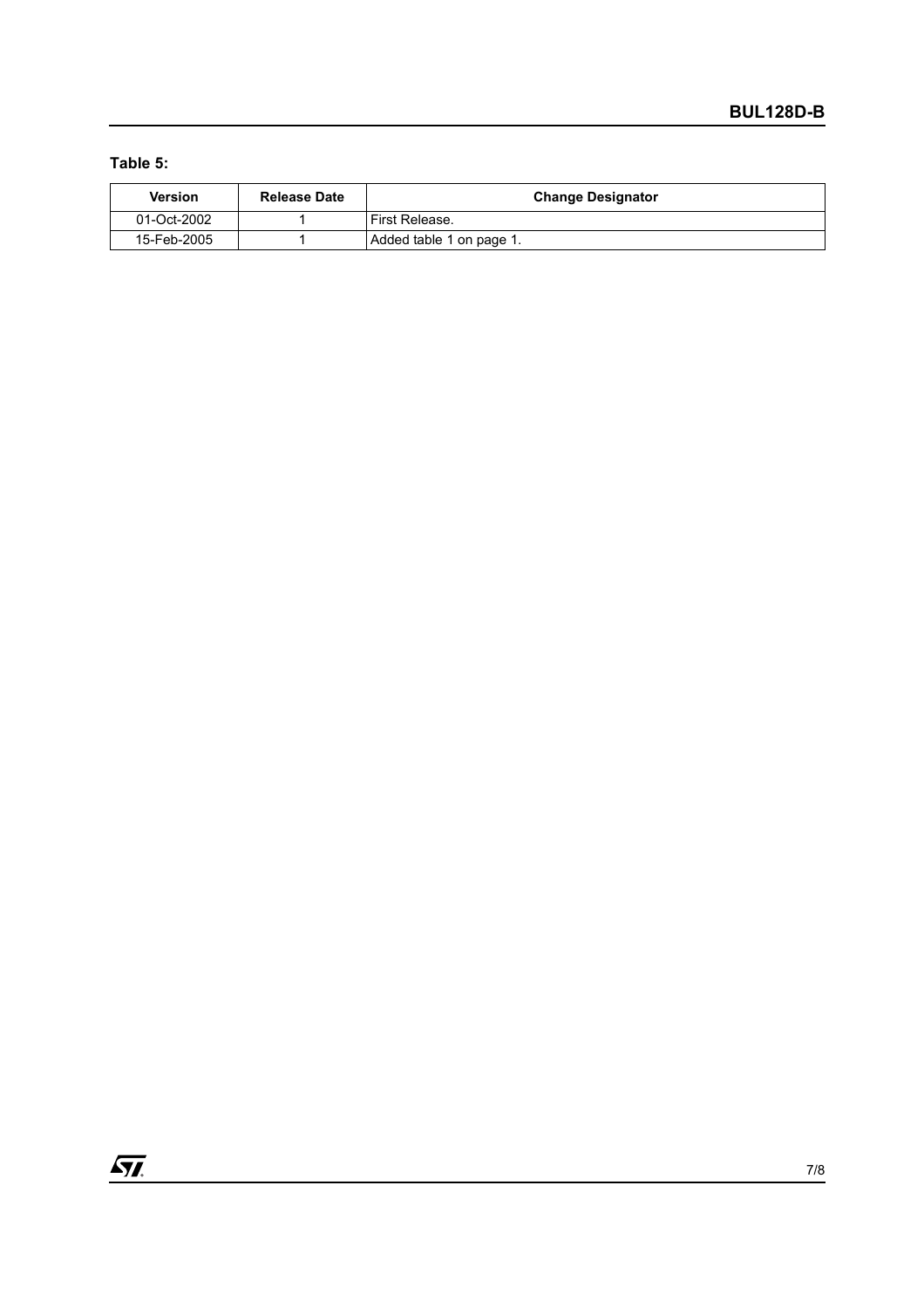**Table 5:**

| Version | Release Date | Change Designator |
|---|---|---|
| 01-Oct-2002 | 1 | First Release. |
| 15-Feb-2005 | 1 | Added table 1 on page 1. |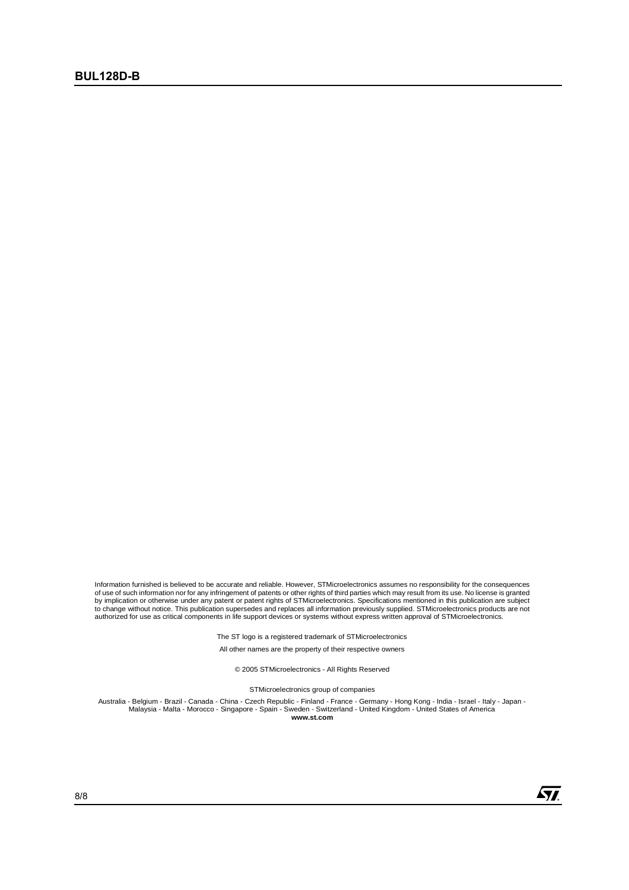Information furnished is believed to be accurate and reliable. However, STMicroelectronics assumes no responsibility for the consequences of use of such information nor for any infringement of patents or other rights of third parties which may result from its use. No license is granted by implication or otherwise under any patent or patent rights of STMicroelectronics. Specifications mentioned in this publication are subject to change without notice. This publication supersedes and replaces all information previously supplied. STMicroelectronics products are not authorized for use as critical components in life support devices or systems without express written approval of STMicroelectronics.

The ST logo is a registered trademark of STMicroelectronics

All other names are the property of their respective owners

© 2005 STMicroelectronics - All Rights Reserved

STMicroelectronics group of companies

Australia - Belgium - Brazil - Canada - China - Czech Republic - Finland - France - Germany - Hong Kong - India - Israel - Italy - Japan - Malaysia - Malta - Morocco - Singapore - Spain - Sweden - Switzerland - United Kingdom - United States of America

**www.st.com**